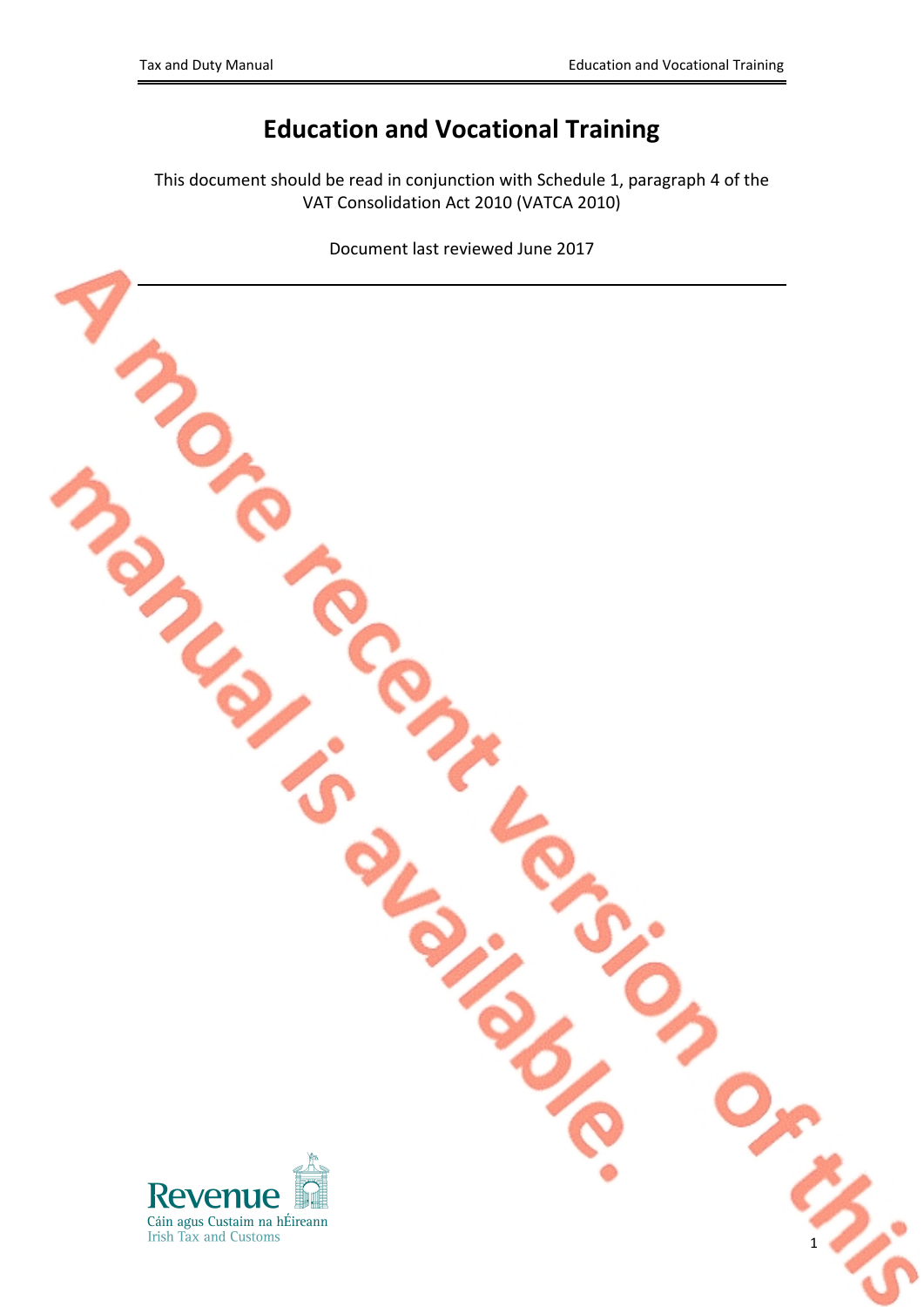# Education and Vocational Training

This document should be read in conjunction with Schedule 1, paragraph 4 of the VAT Consolidation Act 2010 (VATCA 2010)

Document last reviewed June 2017

A more recent version of this manual is available.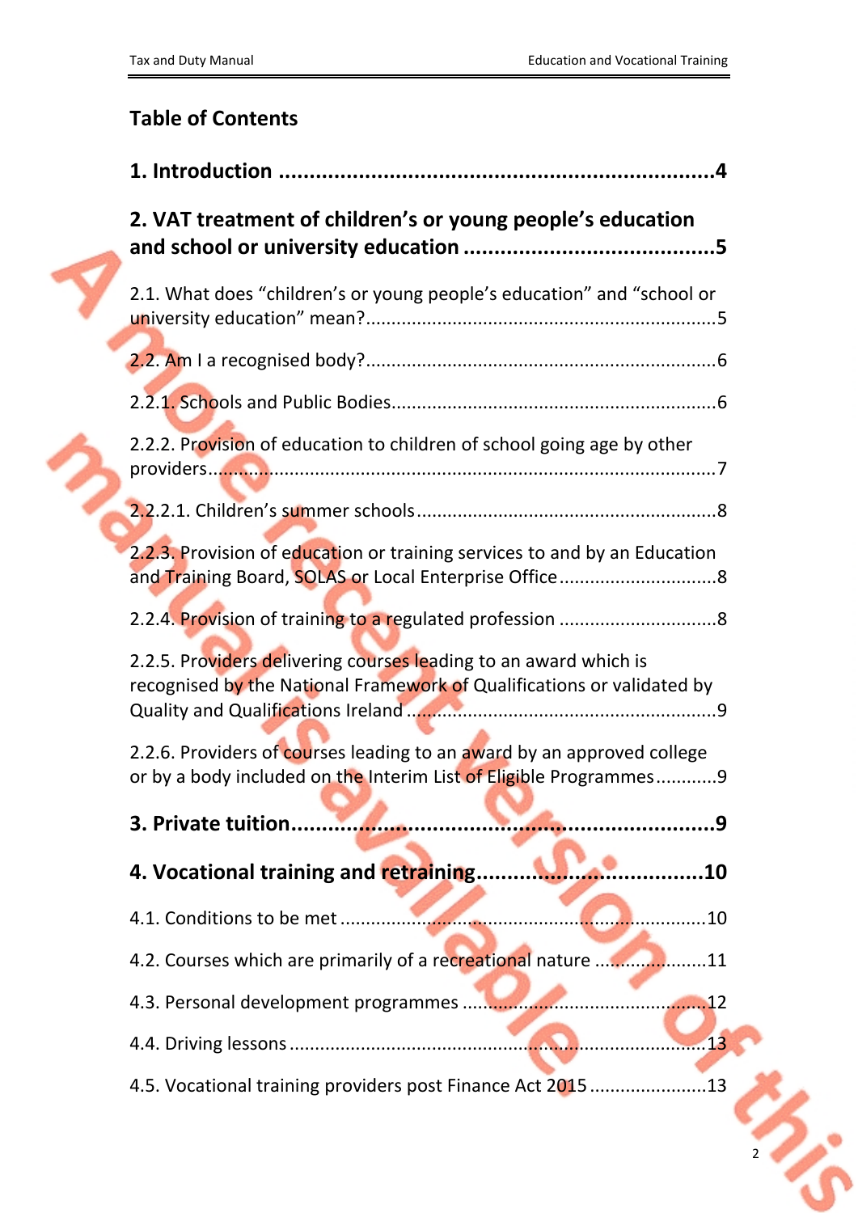# Table of Contents

**1. Introduction** .......................................................................**4**

**2. VAT treatment of children's or young people's education and school or university education** ..........................................**5**

2.1. What does "children's or young people's education" and "school or university education" mean?......................................................................5

2.2. Am I a recognised body?......................................................................6

2.2.1. Schools and Public Bodies.................................................................6

2.2.2. Provision of education to children of school going age by other providers.......................................................................................................7

2.2.2.1. Children's summer schools............................................................8

2.2.3. Provision of education or training services to and by an Education and Training Board, SOLAS or Local Enterprise Office...............................8

2.2.4. Provision of training to a regulated profession ...............................8

2.2.5. Providers delivering courses leading to an award which is recognised by the National Framework of Qualifications or validated by Quality and Qualifications Ireland ............................................................9

2.2.6. Providers of courses leading to an award by an approved college or by a body included on the Interim List of Eligible Programmes............9

**3. Private tuition**.......................................................................**9**

**4. Vocational training and retraining**....................................**10**

4.1. Conditions to be met .........................................................................10

4.2. Courses which are primarily of a recreational nature ......................11

4.3. Personal development programmes ................................................12

4.4. Driving lessons ...................................................................................13

4.5. Vocational training providers post Finance Act 2015 .......................13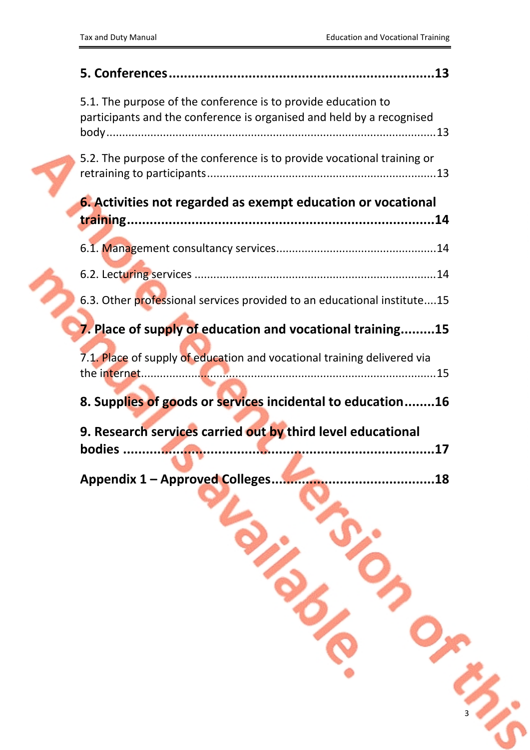**5. Conferences** ....................................................................13

5.1. The purpose of the conference is to provide education to participants and the conference is organised and held by a recognised body ....................................................................13

5.2. The purpose of the conference is to provide vocational training or retraining to participants ....................................................................13

**6. Activities not regarded as exempt education or vocational training** ....................................................................14

6.1. Management consultancy services ....................................................................14

6.2. Lecturing services ....................................................................14

6.3. Other professional services provided to an educational institute....15

**7. Place of supply of education and vocational training**.........15

7.1. Place of supply of education and vocational training delivered via the internet....................................................................15

**8. Supplies of goods or services incidental to education**........16

**9. Research services carried out by third level educational bodies** ....................................................................17

**Appendix 1 – Approved Colleges**...........................................18

A more recent version of this manual is available.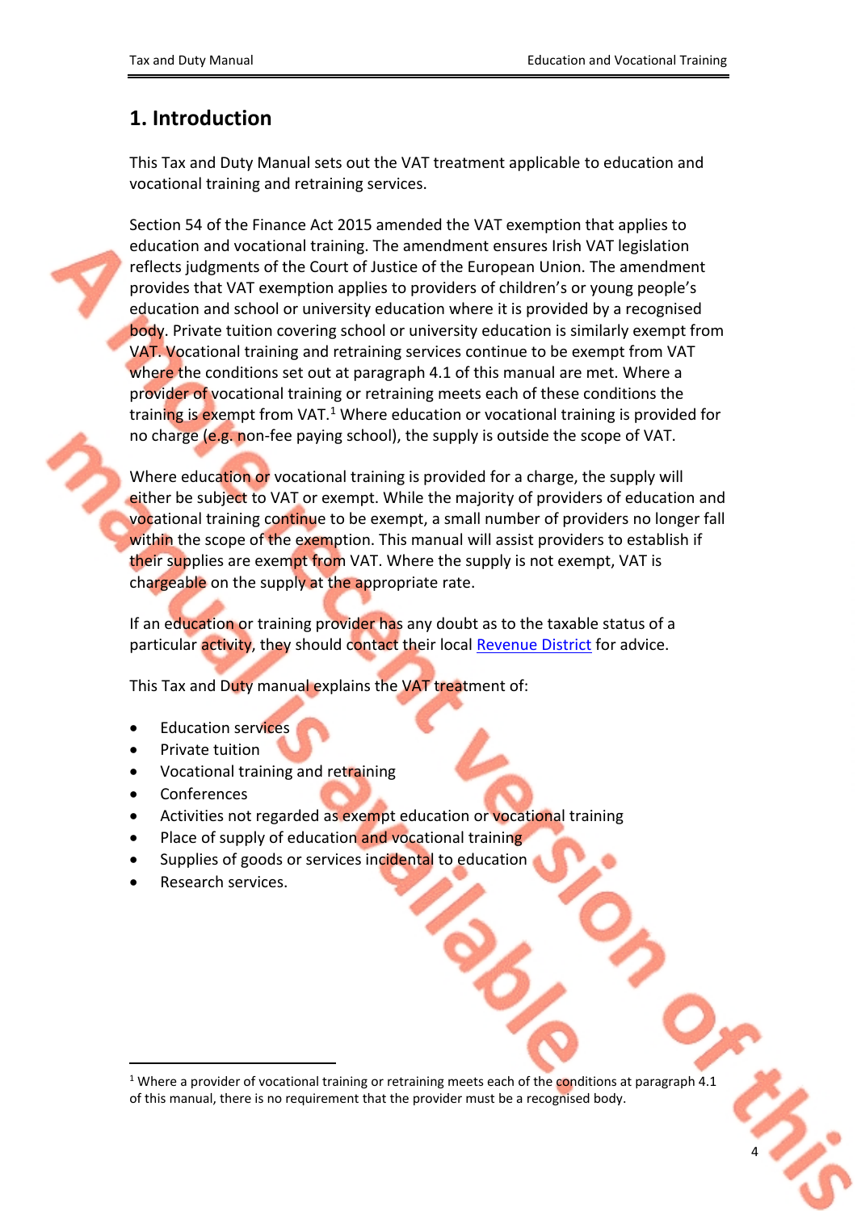# 1. Introduction

This Tax and Duty Manual sets out the VAT treatment applicable to education and vocational training and retraining services.

Section 54 of the Finance Act 2015 amended the VAT exemption that applies to education and vocational training. The amendment ensures Irish VAT legislation reflects judgments of the Court of Justice of the European Union. The amendment provides that VAT exemption applies to providers of children's or young people's education and school or university education where it is provided by a recognised body. Private tuition covering school or university education is similarly exempt from VAT. Vocational training and retraining services continue to be exempt from VAT where the conditions set out at paragraph 4.1 of this manual are met. Where a provider of vocational training or retraining meets each of these conditions the training is exempt from VAT.[1] Where education or vocational training is provided for no charge (e.g. non-fee paying school), the supply is outside the scope of VAT.

Where education or vocational training is provided for a charge, the supply will either be subject to VAT or exempt. While the majority of providers of education and vocational training continue to be exempt, a small number of providers no longer fall within the scope of the exemption. This manual will assist providers to establish if their supplies are exempt from VAT. Where the supply is not exempt, VAT is chargeable on the supply at the appropriate rate.

If an education or training provider has any doubt as to the taxable status of a particular activity, they should contact their local Revenue District for advice.

This Tax and Duty manual explains the VAT treatment of:

- Education services
- Private tuition
- Vocational training and retraining
- Conferences
- Activities not regarded as exempt education or vocational training
- Place of supply of education and vocational training
- Supplies of goods or services incidental to education
- Research services.

---

[1] Where a provider of vocational training or retraining meets each of the conditions at paragraph 4.1 of this manual, there is no requirement that the provider must be a recognised body.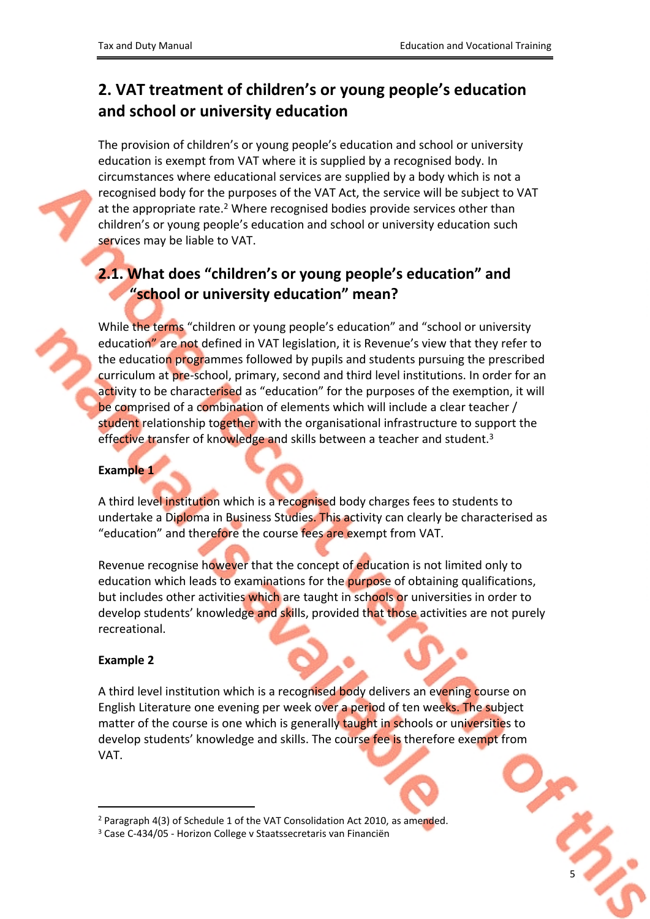## 2. VAT treatment of children's or young people's education and school or university education

The provision of children's or young people's education and school or university education is exempt from VAT where it is supplied by a recognised body. In circumstances where educational services are supplied by a body which is not a recognised body for the purposes of the VAT Act, the service will be subject to VAT at the appropriate rate.[2] Where recognised bodies provide services other than children's or young people's education and school or university education such services may be liable to VAT.

### 2.1. What does "children's or young people's education" and "school or university education" mean?

While the terms "children or young people's education" and "school or university education" are not defined in VAT legislation, it is Revenue's view that they refer to the education programmes followed by pupils and students pursuing the prescribed curriculum at pre-school, primary, second and third level institutions. In order for an activity to be characterised as "education" for the purposes of the exemption, it will be comprised of a combination of elements which will include a clear teacher / student relationship together with the organisational infrastructure to support the effective transfer of knowledge and skills between a teacher and student.[3]

**Example 1**

A third level institution which is a recognised body charges fees to students to undertake a Diploma in Business Studies. This activity can clearly be characterised as "education" and therefore the course fees are exempt from VAT.

Revenue recognise however that the concept of education is not limited only to education which leads to examinations for the purpose of obtaining qualifications, but includes other activities which are taught in schools or universities in order to develop students' knowledge and skills, provided that those activities are not purely recreational.

**Example 2**

A third level institution which is a recognised body delivers an evening course on English Literature one evening per week over a period of ten weeks. The subject matter of the course is one which is generally taught in schools or universities to develop students' knowledge and skills. The course fee is therefore exempt from VAT.

---

[2] Paragraph 4(3) of Schedule 1 of the VAT Consolidation Act 2010, as amended.

[3] Case C-434/05 - Horizon College v Staatssecretaris van Financiën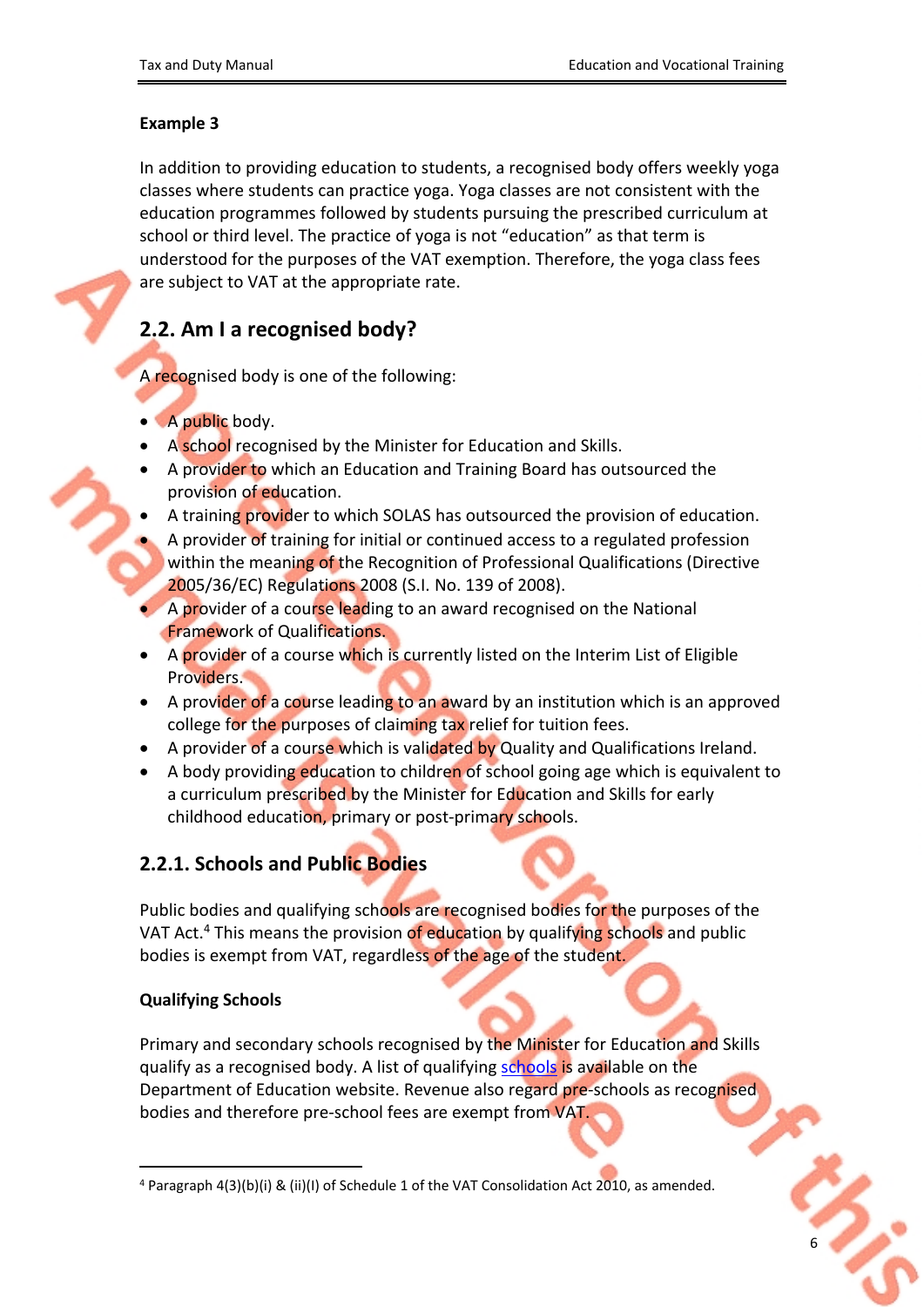**Example 3**

In addition to providing education to students, a recognised body offers weekly yoga classes where students can practice yoga. Yoga classes are not consistent with the education programmes followed by students pursuing the prescribed curriculum at school or third level. The practice of yoga is not "education" as that term is understood for the purposes of the VAT exemption. Therefore, the yoga class fees are subject to VAT at the appropriate rate.

## 2.2. Am I a recognised body?

A recognised body is one of the following:

- A public body.
- A school recognised by the Minister for Education and Skills.
- A provider to which an Education and Training Board has outsourced the provision of education.
- A training provider to which SOLAS has outsourced the provision of education.
- A provider of training for initial or continued access to a regulated profession within the meaning of the Recognition of Professional Qualifications (Directive 2005/36/EC) Regulations 2008 (S.I. No. 139 of 2008).
- A provider of a course leading to an award recognised on the National Framework of Qualifications.
- A provider of a course which is currently listed on the Interim List of Eligible Providers.
- A provider of a course leading to an award by an institution which is an approved college for the purposes of claiming tax relief for tuition fees.
- A provider of a course which is validated by Quality and Qualifications Ireland.
- A body providing education to children of school going age which is equivalent to a curriculum prescribed by the Minister for Education and Skills for early childhood education, primary or post-primary schools.

### 2.2.1. Schools and Public Bodies

Public bodies and qualifying schools are recognised bodies for the purposes of the VAT Act.[4] This means the provision of education by qualifying schools and public bodies is exempt from VAT, regardless of the age of the student.

**Qualifying Schools**

Primary and secondary schools recognised by the Minister for Education and Skills qualify as a recognised body. A list of qualifying schools is available on the Department of Education website. Revenue also regard pre-schools as recognised bodies and therefore pre-school fees are exempt from VAT.

[4] Paragraph 4(3)(b)(i) & (ii)(I) of Schedule 1 of the VAT Consolidation Act 2010, as amended.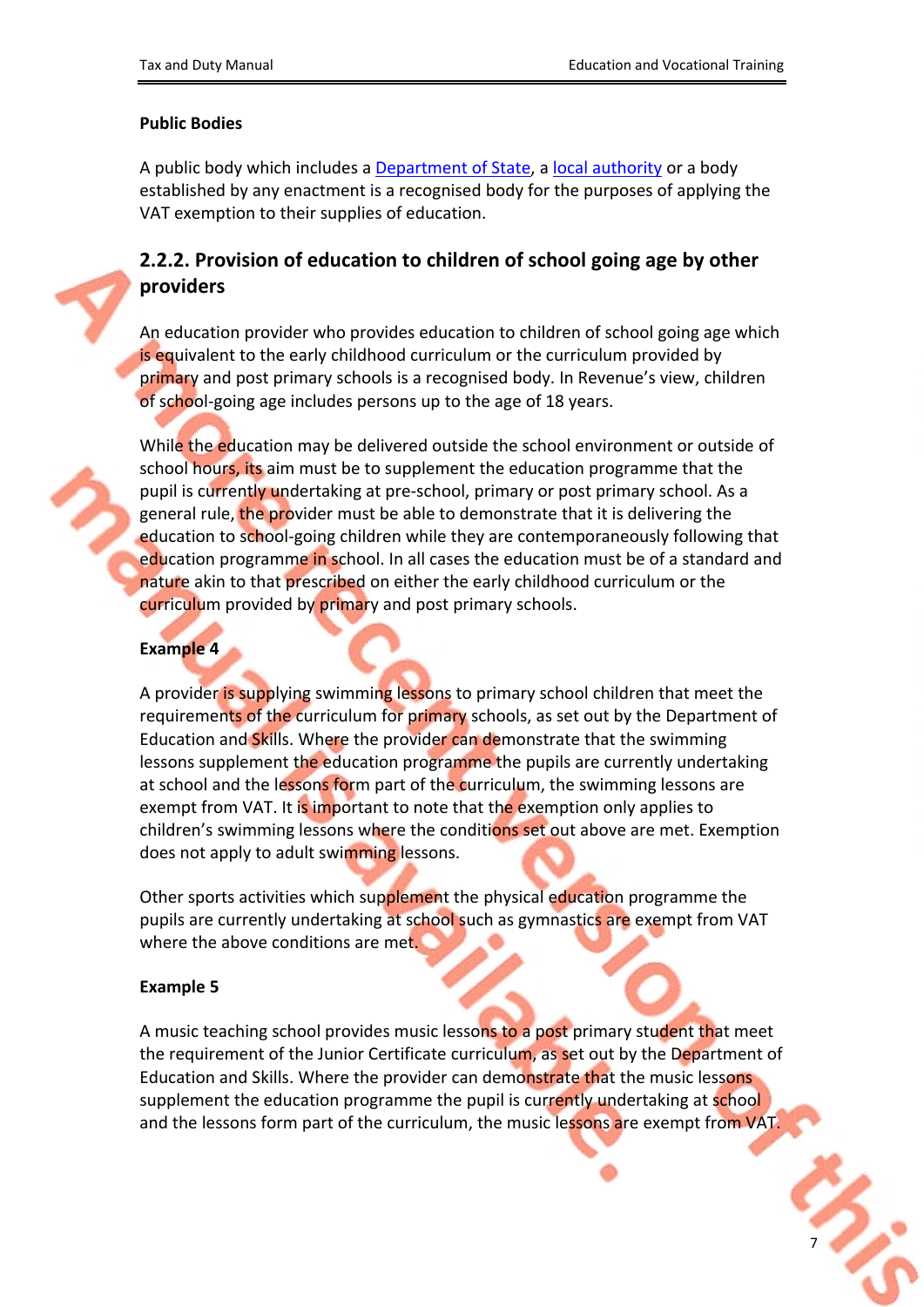**Public Bodies**

A public body which includes a Department of State, a local authority or a body established by any enactment is a recognised body for the purposes of applying the VAT exemption to their supplies of education.

## 2.2.2. Provision of education to children of school going age by other providers

An education provider who provides education to children of school going age which is equivalent to the early childhood curriculum or the curriculum provided by primary and post primary schools is a recognised body. In Revenue's view, children of school-going age includes persons up to the age of 18 years.

While the education may be delivered outside the school environment or outside of school hours, its aim must be to supplement the education programme that the pupil is currently undertaking at pre-school, primary or post primary school. As a general rule, the provider must be able to demonstrate that it is delivering the education to school-going children while they are contemporaneously following that education programme in school. In all cases the education must be of a standard and nature akin to that prescribed on either the early childhood curriculum or the curriculum provided by primary and post primary schools.

**Example 4**

A provider is supplying swimming lessons to primary school children that meet the requirements of the curriculum for primary schools, as set out by the Department of Education and Skills. Where the provider can demonstrate that the swimming lessons supplement the education programme the pupils are currently undertaking at school and the lessons form part of the curriculum, the swimming lessons are exempt from VAT. It is important to note that the exemption only applies to children's swimming lessons where the conditions set out above are met. Exemption does not apply to adult swimming lessons.

Other sports activities which supplement the physical education programme the pupils are currently undertaking at school such as gymnastics are exempt from VAT where the above conditions are met.

**Example 5**

A music teaching school provides music lessons to a post primary student that meet the requirement of the Junior Certificate curriculum, as set out by the Department of Education and Skills. Where the provider can demonstrate that the music lessons supplement the education programme the pupil is currently undertaking at school and the lessons form part of the curriculum, the music lessons are exempt from VAT.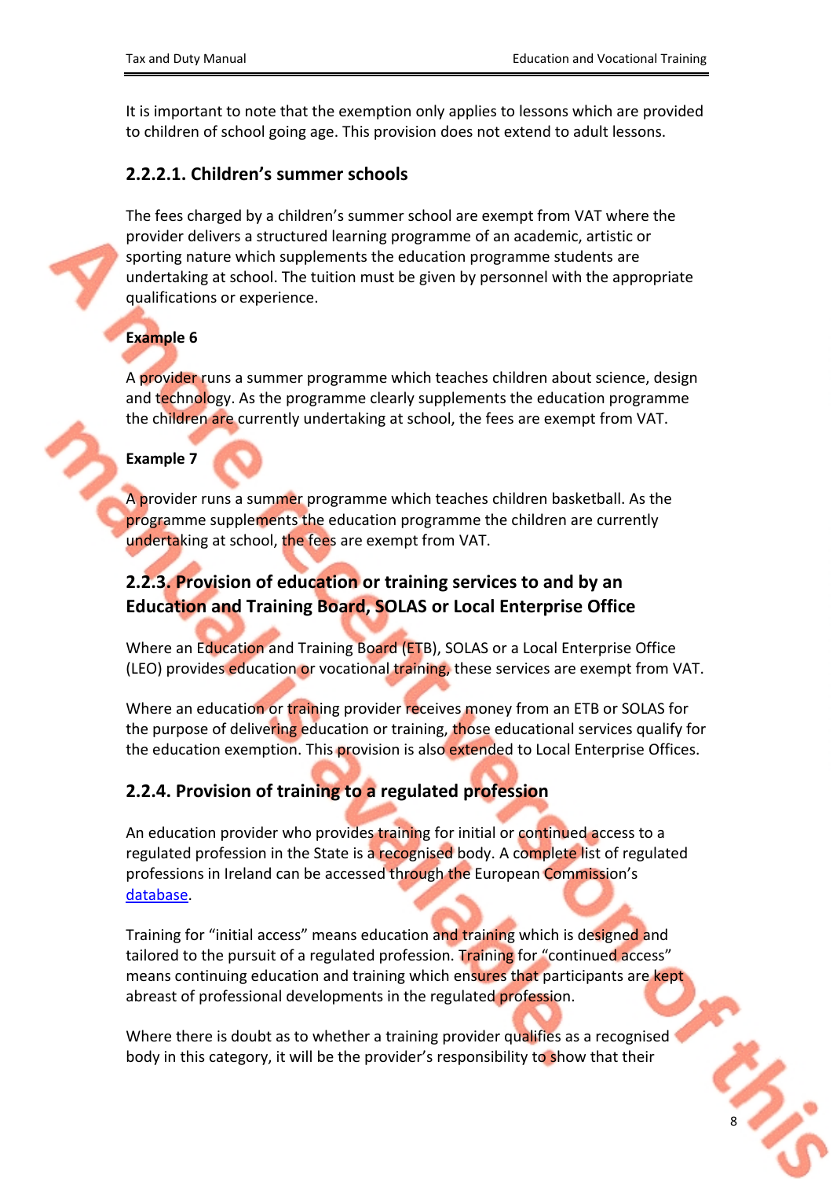It is important to note that the exemption only applies to lessons which are provided to children of school going age. This provision does not extend to adult lessons.

#### 2.2.2.1. Children's summer schools

The fees charged by a children's summer school are exempt from VAT where the provider delivers a structured learning programme of an academic, artistic or sporting nature which supplements the education programme students are undertaking at school. The tuition must be given by personnel with the appropriate qualifications or experience.

**Example 6**

A provider runs a summer programme which teaches children about science, design and technology. As the programme clearly supplements the education programme the children are currently undertaking at school, the fees are exempt from VAT.

**Example 7**

A provider runs a summer programme which teaches children basketball. As the programme supplements the education programme the children are currently undertaking at school, the fees are exempt from VAT.

### 2.2.3. Provision of education or training services to and by an Education and Training Board, SOLAS or Local Enterprise Office

Where an Education and Training Board (ETB), SOLAS or a Local Enterprise Office (LEO) provides education or vocational training, these services are exempt from VAT.

Where an education or training provider receives money from an ETB or SOLAS for the purpose of delivering education or training, those educational services qualify for the education exemption. This provision is also extended to Local Enterprise Offices.

### 2.2.4. Provision of training to a regulated profession

An education provider who provides training for initial or continued access to a regulated profession in the State is a recognised body. A complete list of regulated professions in Ireland can be accessed through the European Commission's database.

Training for "initial access" means education and training which is designed and tailored to the pursuit of a regulated profession. Training for "continued access" means continuing education and training which ensures that participants are kept abreast of professional developments in the regulated profession.

Where there is doubt as to whether a training provider qualifies as a recognised body in this category, it will be the provider's responsibility to show that their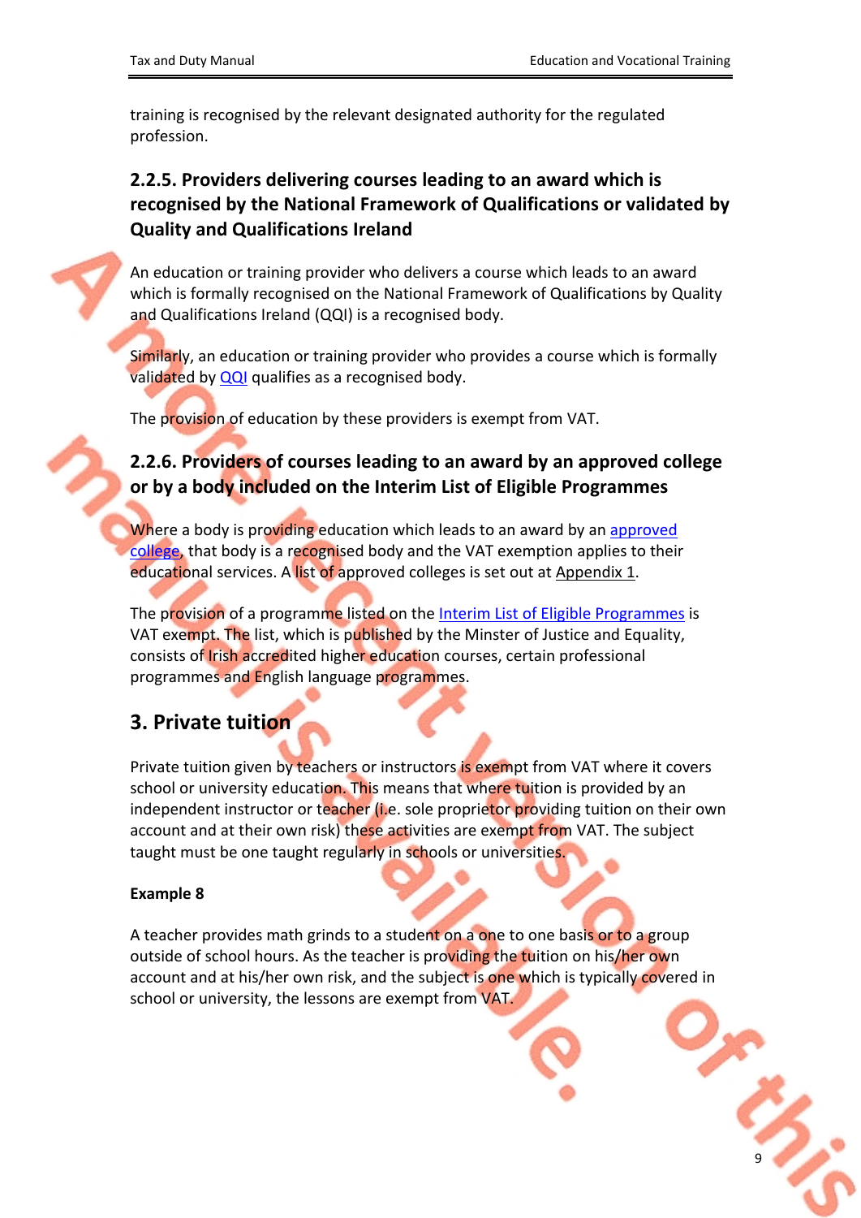training is recognised by the relevant designated authority for the regulated profession.

### 2.2.5. Providers delivering courses leading to an award which is recognised by the National Framework of Qualifications or validated by Quality and Qualifications Ireland

An education or training provider who delivers a course which leads to an award which is formally recognised on the National Framework of Qualifications by Quality and Qualifications Ireland (QQI) is a recognised body.

Similarly, an education or training provider who provides a course which is formally validated by QQI qualifies as a recognised body.

The provision of education by these providers is exempt from VAT.

### 2.2.6. Providers of courses leading to an award by an approved college or by a body included on the Interim List of Eligible Programmes

Where a body is providing education which leads to an award by an approved college, that body is a recognised body and the VAT exemption applies to their educational services. A list of approved colleges is set out at Appendix 1.

The provision of a programme listed on the Interim List of Eligible Programmes is VAT exempt. The list, which is published by the Minster of Justice and Equality, consists of Irish accredited higher education courses, certain professional programmes and English language programmes.

## 3. Private tuition

Private tuition given by teachers or instructors is exempt from VAT where it covers school or university education. This means that where tuition is provided by an independent instructor or teacher (i.e. sole proprietor providing tuition on their own account and at their own risk) these activities are exempt from VAT. The subject taught must be one taught regularly in schools or universities.

**Example 8**

A teacher provides math grinds to a student on a one to one basis or to a group outside of school hours. As the teacher is providing the tuition on his/her own account and at his/her own risk, and the subject is one which is typically covered in school or university, the lessons are exempt from VAT.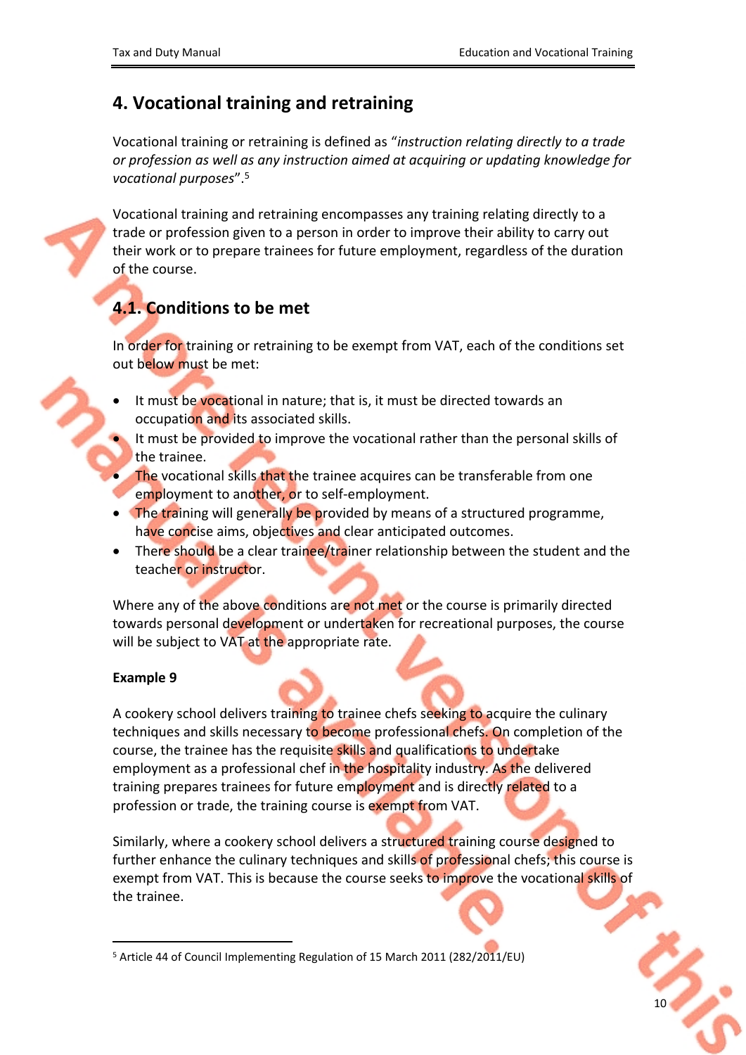# 4. Vocational training and retraining

Vocational training or retraining is defined as "*instruction relating directly to a trade or profession as well as any instruction aimed at acquiring or updating knowledge for vocational purposes*".[5]

Vocational training and retraining encompasses any training relating directly to a trade or profession given to a person in order to improve their ability to carry out their work or to prepare trainees for future employment, regardless of the duration of the course.

## 4.1. Conditions to be met

In order for training or retraining to be exempt from VAT, each of the conditions set out below must be met:

- It must be vocational in nature; that is, it must be directed towards an occupation and its associated skills.
- It must be provided to improve the vocational rather than the personal skills of the trainee.
- The vocational skills that the trainee acquires can be transferable from one employment to another, or to self-employment.
- The training will generally be provided by means of a structured programme, have concise aims, objectives and clear anticipated outcomes.
- There should be a clear trainee/trainer relationship between the student and the teacher or instructor.

Where any of the above conditions are not met or the course is primarily directed towards personal development or undertaken for recreational purposes, the course will be subject to VAT at the appropriate rate.

**Example 9**

A cookery school delivers training to trainee chefs seeking to acquire the culinary techniques and skills necessary to become professional chefs. On completion of the course, the trainee has the requisite skills and qualifications to undertake employment as a professional chef in the hospitality industry. As the delivered training prepares trainees for future employment and is directly related to a profession or trade, the training course is exempt from VAT.

Similarly, where a cookery school delivers a structured training course designed to further enhance the culinary techniques and skills of professional chefs, this course is exempt from VAT. This is because the course seeks to improve the vocational skills of the trainee.

---

[5] Article 44 of Council Implementing Regulation of 15 March 2011 (282/2011/EU)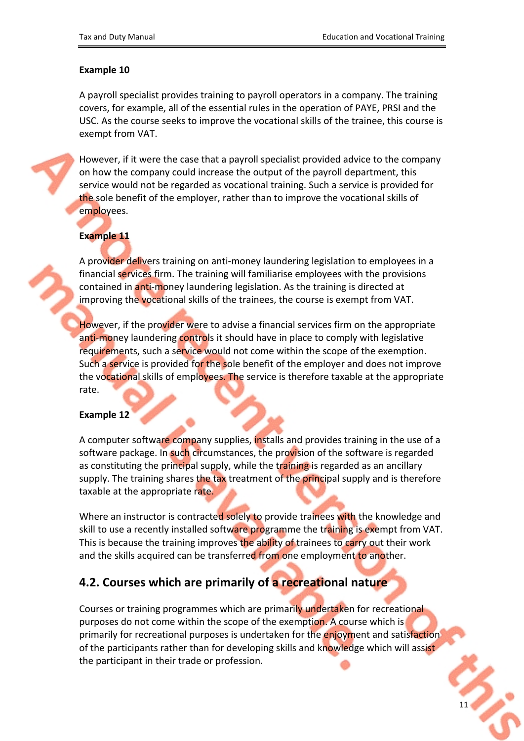**Example 10**

A payroll specialist provides training to payroll operators in a company. The training covers, for example, all of the essential rules in the operation of PAYE, PRSI and the USC. As the course seeks to improve the vocational skills of the trainee, this course is exempt from VAT.

However, if it were the case that a payroll specialist provided advice to the company on how the company could increase the output of the payroll department, this service would not be regarded as vocational training. Such a service is provided for the sole benefit of the employer, rather than to improve the vocational skills of employees.

**Example 11**

A provider delivers training on anti-money laundering legislation to employees in a financial services firm. The training will familiarise employees with the provisions contained in anti-money laundering legislation. As the training is directed at improving the vocational skills of the trainees, the course is exempt from VAT.

However, if the provider were to advise a financial services firm on the appropriate anti-money laundering controls it should have in place to comply with legislative requirements, such a service would not come within the scope of the exemption. Such a service is provided for the sole benefit of the employer and does not improve the vocational skills of employees. The service is therefore taxable at the appropriate rate.

**Example 12**

A computer software company supplies, installs and provides training in the use of a software package. In such circumstances, the provision of the software is regarded as constituting the principal supply, while the training is regarded as an ancillary supply. The training shares the tax treatment of the principal supply and is therefore taxable at the appropriate rate.

Where an instructor is contracted solely to provide trainees with the knowledge and skill to use a recently installed software programme the training is exempt from VAT. This is because the training improves the ability of trainees to carry out their work and the skills acquired can be transferred from one employment to another.

## 4.2. Courses which are primarily of a recreational nature

Courses or training programmes which are primarily undertaken for recreational purposes do not come within the scope of the exemption. A course which is primarily for recreational purposes is undertaken for the enjoyment and satisfaction of the participants rather than for developing skills and knowledge which will assist the participant in their trade or profession.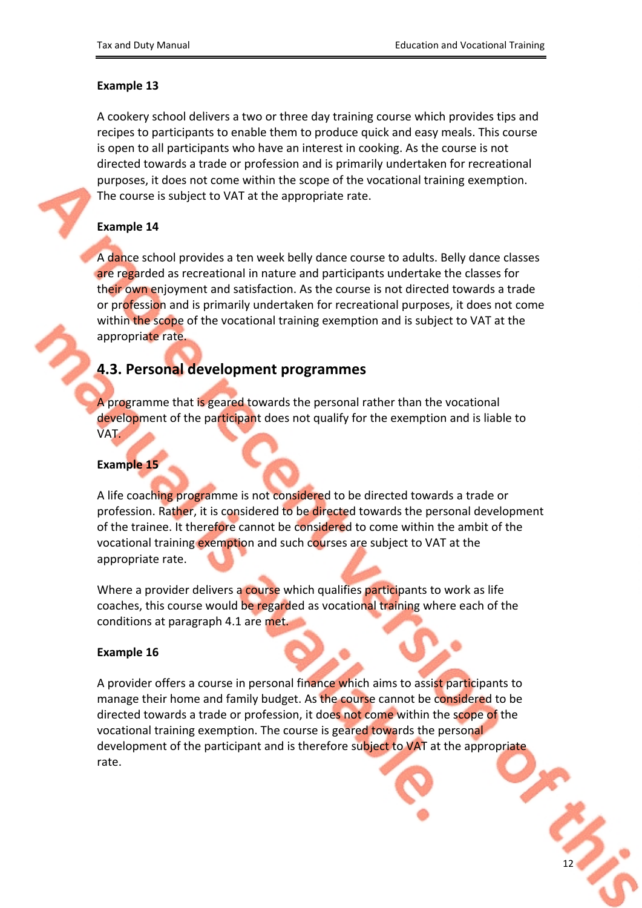**Example 13**

A cookery school delivers a two or three day training course which provides tips and recipes to participants to enable them to produce quick and easy meals. This course is open to all participants who have an interest in cooking. As the course is not directed towards a trade or profession and is primarily undertaken for recreational purposes, it does not come within the scope of the vocational training exemption. The course is subject to VAT at the appropriate rate.

**Example 14**

A dance school provides a ten week belly dance course to adults. Belly dance classes are regarded as recreational in nature and participants undertake the classes for their own enjoyment and satisfaction. As the course is not directed towards a trade or profession and is primarily undertaken for recreational purposes, it does not come within the scope of the vocational training exemption and is subject to VAT at the appropriate rate.

## 4.3. Personal development programmes

A programme that is geared towards the personal rather than the vocational development of the participant does not qualify for the exemption and is liable to VAT.

**Example 15**

A life coaching programme is not considered to be directed towards a trade or profession. Rather, it is considered to be directed towards the personal development of the trainee. It therefore cannot be considered to come within the ambit of the vocational training exemption and such courses are subject to VAT at the appropriate rate.

Where a provider delivers a course which qualifies participants to work as life coaches, this course would be regarded as vocational training where each of the conditions at paragraph 4.1 are met.

**Example 16**

A provider offers a course in personal finance which aims to assist participants to manage their home and family budget. As the course cannot be considered to be directed towards a trade or profession, it does not come within the scope of the vocational training exemption. The course is geared towards the personal development of the participant and is therefore subject to VAT at the appropriate rate.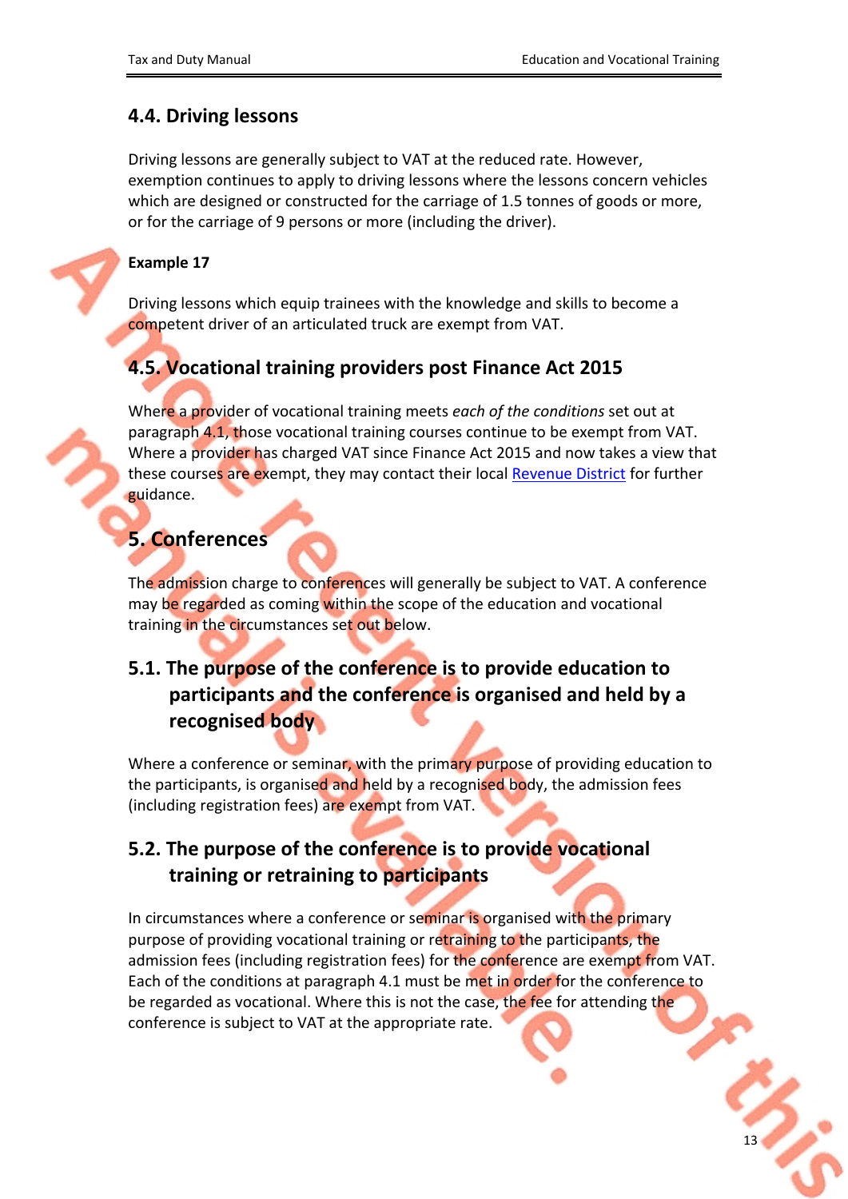## 4.4. Driving lessons

Driving lessons are generally subject to VAT at the reduced rate. However, exemption continues to apply to driving lessons where the lessons concern vehicles which are designed or constructed for the carriage of 1.5 tonnes of goods or more, or for the carriage of 9 persons or more (including the driver).

**Example 17**

Driving lessons which equip trainees with the knowledge and skills to become a competent driver of an articulated truck are exempt from VAT.

## 4.5. Vocational training providers post Finance Act 2015

Where a provider of vocational training meets *each of the conditions* set out at paragraph 4.1, those vocational training courses continue to be exempt from VAT. Where a provider has charged VAT since Finance Act 2015 and now takes a view that these courses are exempt, they may contact their local Revenue District for further guidance.

# 5. Conferences

The admission charge to conferences will generally be subject to VAT. A conference may be regarded as coming within the scope of the education and vocational training in the circumstances set out below.

## 5.1. The purpose of the conference is to provide education to participants and the conference is organised and held by a recognised body

Where a conference or seminar, with the primary purpose of providing education to the participants, is organised and held by a recognised body, the admission fees (including registration fees) are exempt from VAT.

## 5.2. The purpose of the conference is to provide vocational training or retraining to participants

In circumstances where a conference or seminar is organised with the primary purpose of providing vocational training or retraining to the participants, the admission fees (including registration fees) for the conference are exempt from VAT. Each of the conditions at paragraph 4.1 must be met in order for the conference to be regarded as vocational. Where this is not the case, the fee for attending the conference is subject to VAT at the appropriate rate.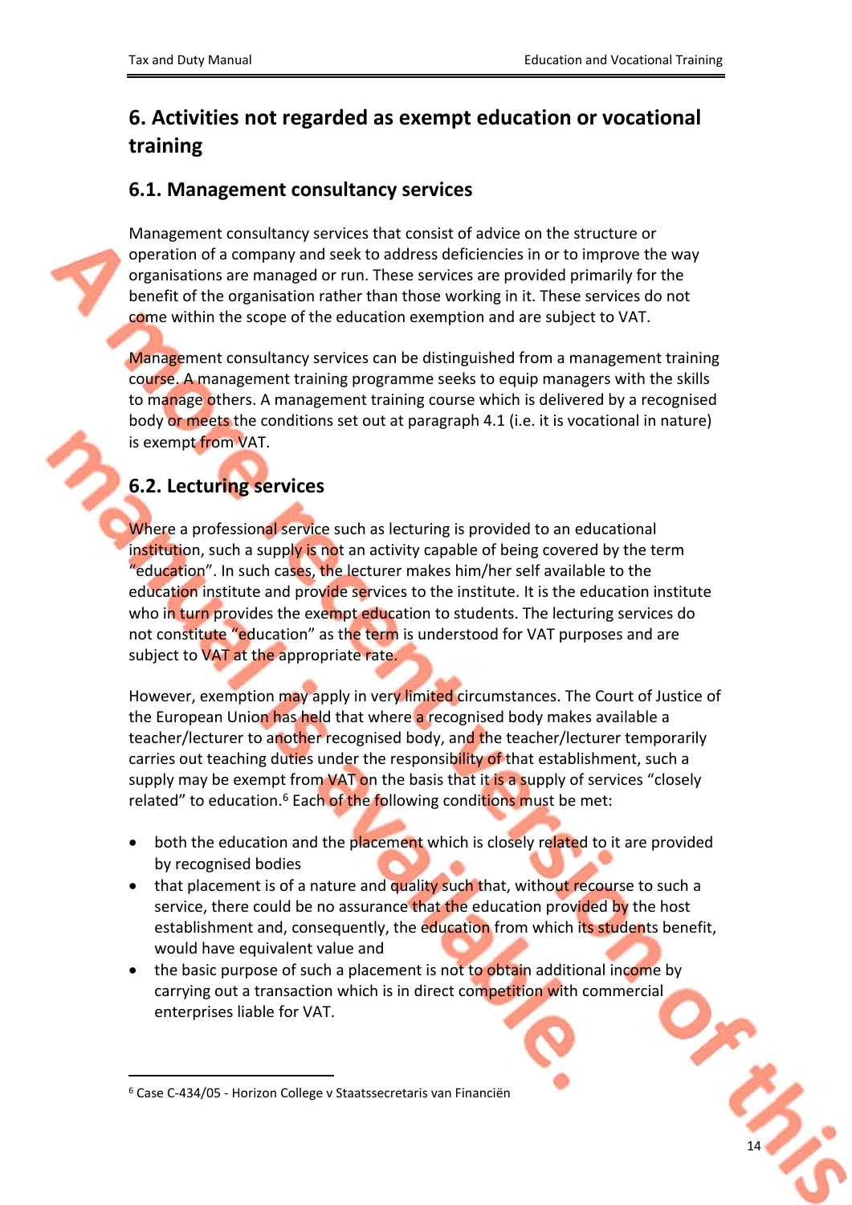## 6. Activities not regarded as exempt education or vocational training

### 6.1. Management consultancy services

Management consultancy services that consist of advice on the structure or operation of a company and seek to address deficiencies in or to improve the way organisations are managed or run. These services are provided primarily for the benefit of the organisation rather than those working in it. These services do not come within the scope of the education exemption and are subject to VAT.

Management consultancy services can be distinguished from a management training course. A management training programme seeks to equip managers with the skills to manage others. A management training course which is delivered by a recognised body or meets the conditions set out at paragraph 4.1 (i.e. it is vocational in nature) is exempt from VAT.

### 6.2. Lecturing services

Where a professional service such as lecturing is provided to an educational institution, such a supply is not an activity capable of being covered by the term "education". In such cases, the lecturer makes him/her self available to the education institute and provide services to the institute. It is the education institute who in turn provides the exempt education to students. The lecturing services do not constitute "education" as the term is understood for VAT purposes and are subject to VAT at the appropriate rate.

However, exemption may apply in very limited circumstances. The Court of Justice of the European Union has held that where a recognised body makes available a teacher/lecturer to another recognised body, and the teacher/lecturer temporarily carries out teaching duties under the responsibility of that establishment, such a supply may be exempt from VAT on the basis that it is a supply of services "closely related" to education.[6] Each of the following conditions must be met:

- both the education and the placement which is closely related to it are provided by recognised bodies
- that placement is of a nature and quality such that, without recourse to such a service, there could be no assurance that the education provided by the host establishment and, consequently, the education from which its students benefit, would have equivalent value and
- the basic purpose of such a placement is not to obtain additional income by carrying out a transaction which is in direct competition with commercial enterprises liable for VAT.

[6] Case C-434/05 - Horizon College v Staatssecretaris van Financiën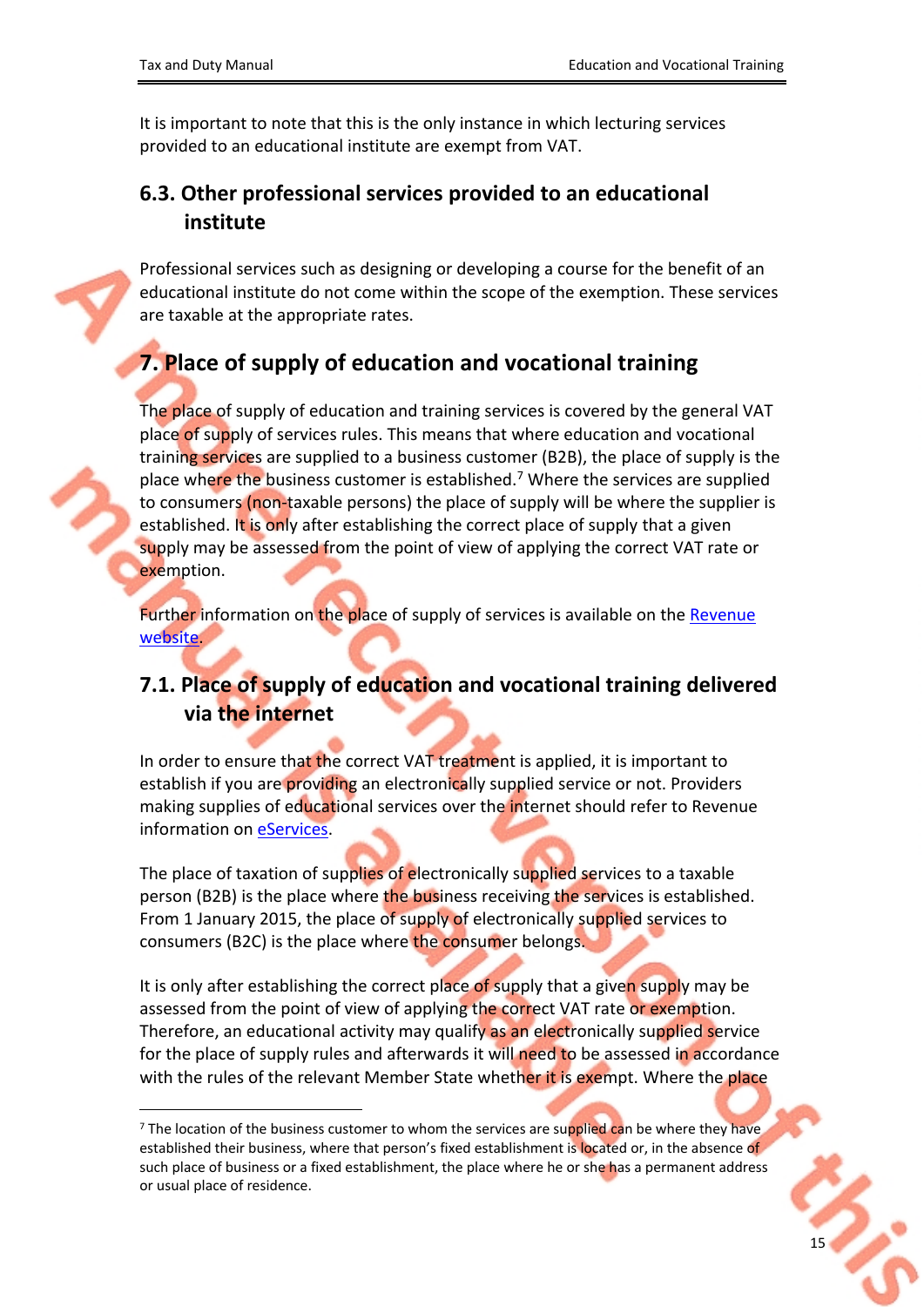It is important to note that this is the only instance in which lecturing services provided to an educational institute are exempt from VAT.

### 6.3. Other professional services provided to an educational institute

Professional services such as designing or developing a course for the benefit of an educational institute do not come within the scope of the exemption. These services are taxable at the appropriate rates.

## 7. Place of supply of education and vocational training

The place of supply of education and training services is covered by the general VAT place of supply of services rules. This means that where education and vocational training services are supplied to a business customer (B2B), the place of supply is the place where the business customer is established.[7] Where the services are supplied to consumers (non-taxable persons) the place of supply will be where the supplier is established. It is only after establishing the correct place of supply that a given supply may be assessed from the point of view of applying the correct VAT rate or exemption.

Further information on the place of supply of services is available on the [Revenue website](Revenue website).

### 7.1. Place of supply of education and vocational training delivered via the internet

In order to ensure that the correct VAT treatment is applied, it is important to establish if you are providing an electronically supplied service or not. Providers making supplies of educational services over the internet should refer to Revenue information on [eServices](eServices).

The place of taxation of supplies of electronically supplied services to a taxable person (B2B) is the place where the business receiving the services is established. From 1 January 2015, the place of supply of electronically supplied services to consumers (B2C) is the place where the consumer belongs.

It is only after establishing the correct place of supply that a given supply may be assessed from the point of view of applying the correct VAT rate or exemption. Therefore, an educational activity may qualify as an electronically supplied service for the place of supply rules and afterwards it will need to be assessed in accordance with the rules of the relevant Member State whether it is exempt. Where the place

---

[7] The location of the business customer to whom the services are supplied can be where they have established their business, where that person's fixed establishment is located or, in the absence of such place of business or a fixed establishment, the place where he or she has a permanent address or usual place of residence.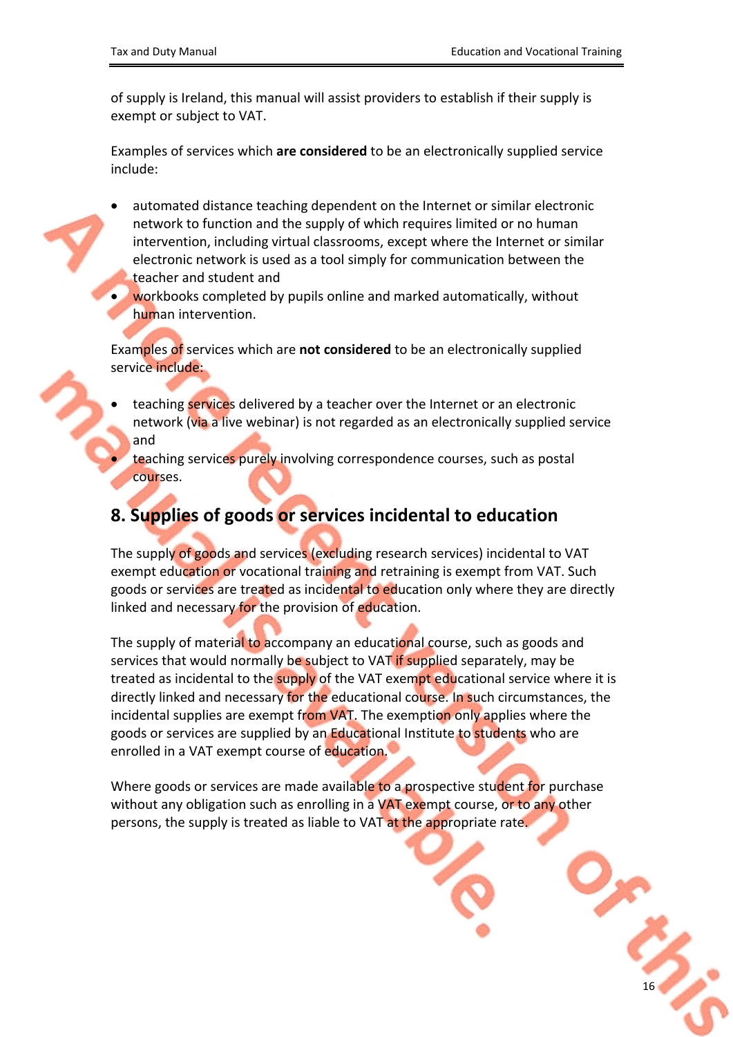of supply is Ireland, this manual will assist providers to establish if their supply is exempt or subject to VAT.

Examples of services which **are considered** to be an electronically supplied service include:

- automated distance teaching dependent on the Internet or similar electronic network to function and the supply of which requires limited or no human intervention, including virtual classrooms, except where the Internet or similar electronic network is used as a tool simply for communication between the teacher and student and
- workbooks completed by pupils online and marked automatically, without human intervention.

Examples of services which are **not considered** to be an electronically supplied service include:

- teaching services delivered by a teacher over the Internet or an electronic network (via a live webinar) is not regarded as an electronically supplied service and
- teaching services purely involving correspondence courses, such as postal courses.

## 8. Supplies of goods or services incidental to education

The supply of goods and services (excluding research services) incidental to VAT exempt education or vocational training and retraining is exempt from VAT. Such goods or services are treated as incidental to education only where they are directly linked and necessary for the provision of education.

The supply of material to accompany an educational course, such as goods and services that would normally be subject to VAT if supplied separately, may be treated as incidental to the supply of the VAT exempt educational service where it is directly linked and necessary for the educational course. In such circumstances, the incidental supplies are exempt from VAT. The exemption only applies where the goods or services are supplied by an Educational Institute to students who are enrolled in a VAT exempt course of education.

Where goods or services are made available to a prospective student for purchase without any obligation such as enrolling in a VAT exempt course, or to any other persons, the supply is treated as liable to VAT at the appropriate rate.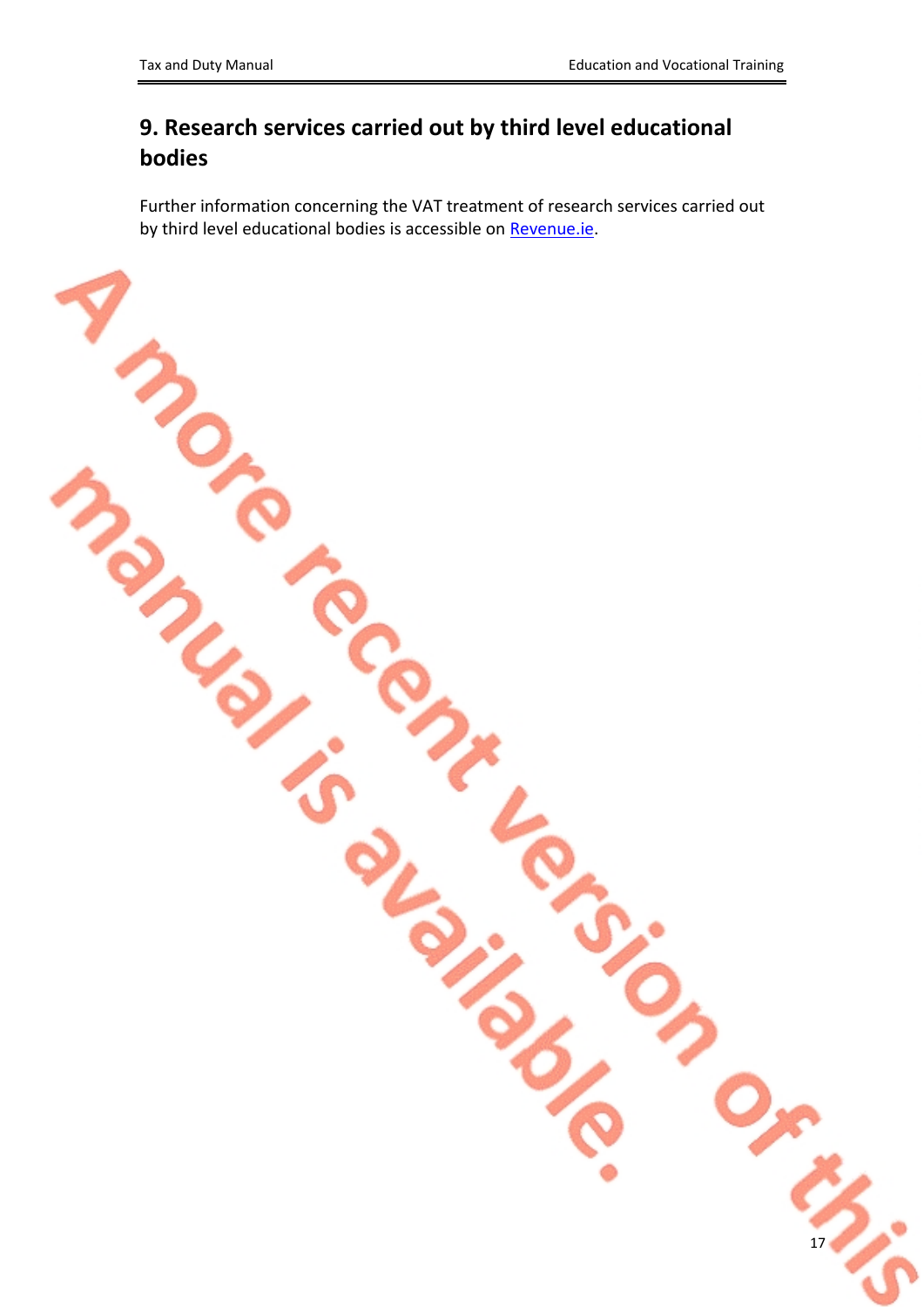## 9. Research services carried out by third level educational bodies

Further information concerning the VAT treatment of research services carried out by third level educational bodies is accessible on [Revenue.ie](https://www.revenue.ie).

A more recent version of this manual is available.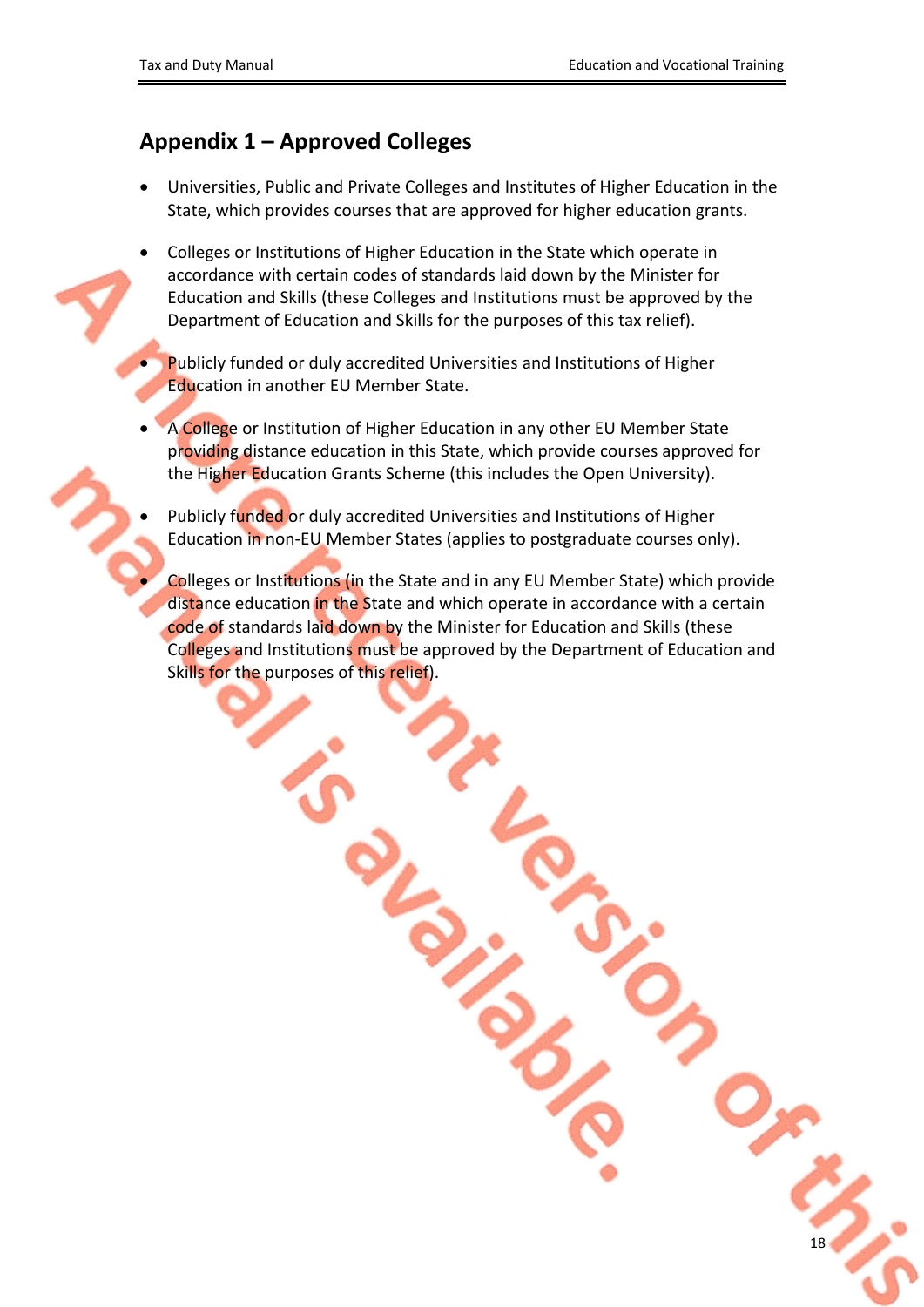## Appendix 1 – Approved Colleges

- Universities, Public and Private Colleges and Institutes of Higher Education in the State, which provides courses that are approved for higher education grants.

- Colleges or Institutions of Higher Education in the State which operate in accordance with certain codes of standards laid down by the Minister for Education and Skills (these Colleges and Institutions must be approved by the Department of Education and Skills for the purposes of this tax relief).

- Publicly funded or duly accredited Universities and Institutions of Higher Education in another EU Member State.

- A College or Institution of Higher Education in any other EU Member State providing distance education in this State, which provide courses approved for the Higher Education Grants Scheme (this includes the Open University).

- Publicly funded or duly accredited Universities and Institutions of Higher Education in non-EU Member States (applies to postgraduate courses only).

- Colleges or Institutions (in the State and in any EU Member State) which provide distance education in the State and which operate in accordance with a certain code of standards laid down by the Minister for Education and Skills (these Colleges and Institutions must be approved by the Department of Education and Skills for the purposes of this relief).

A more recent version of this manual is available.